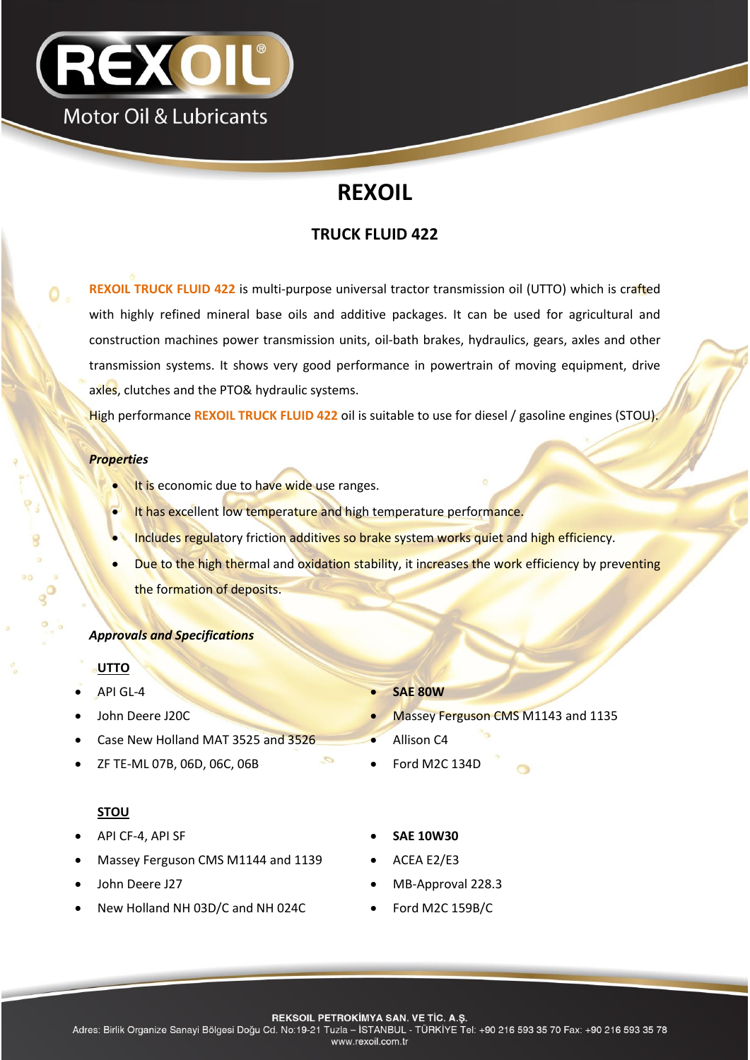# REXOIL

## TRUCK FLUID 422

**REXOIL TRUCK FLUID 422** is multi-purpose universal tractor transmission oil (UTTO) which is crafted with highly refined mineral base oils and additive packages. It can be used for agricultural and construction machines power transmission units, oil-bath brakes, hydraulics, gears, axles and other transmission systems. It shows very good performance in powertrain of moving equipment, drive axles, clutches and the PTO& hydraulic systems.

High performance **REXOIL TRUCK FLUID 422** oil is suitable to use for diesel / gasoline engines (STOU).

***Properties***

- It is economic due to have wide use ranges.
- It has excellent low temperature and high temperature performance.
- Includes regulatory friction additives so brake system works quiet and high efficiency.
- Due to the high thermal and oxidation stability, it increases the work efficiency by preventing the formation of deposits.

***Approvals and Specifications***

**UTTO**

- API GL-4
- John Deere J20C
- Case New Holland MAT 3525 and 3526
- ZF TE-ML 07B, 06D, 06C, 06B
- **SAE 80W**
- Massey Ferguson CMS M1143 and 1135
- Allison C4
- Ford M2C 134D

**STOU**

- API CF-4, API SF
- Massey Ferguson CMS M1144 and 1139
- John Deere J27
- New Holland NH 03D/C and NH 024C
- **SAE 10W30**
- ACEA E2/E3
- MB-Approval 228.3
- Ford M2C 159B/C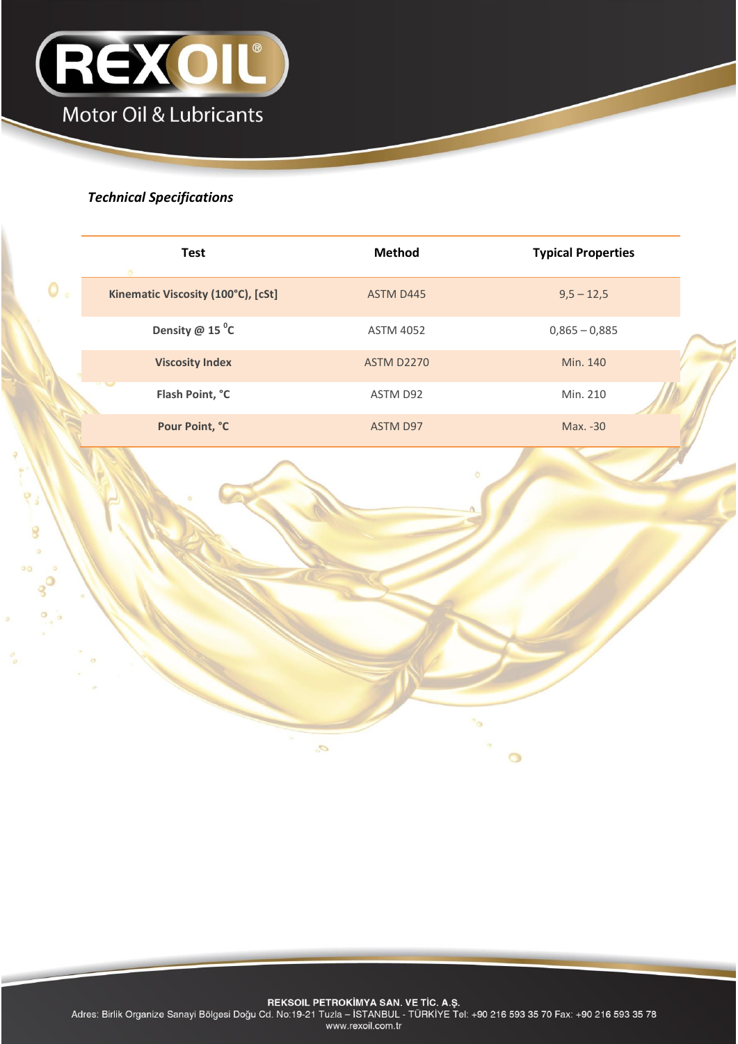*Technical Specifications*

| Test | Method | Typical Properties |
| --- | --- | --- |
| Kinematic Viscosity (100°C), [cSt] | ASTM D445 | 9,5 – 12,5 |
| Density @ 15 °C | ASTM 4052 | 0,865 – 0,885 |
| Viscosity Index | ASTM D2270 | Min. 140 |
| Flash Point, °C | ASTM D92 | Min. 210 |
| Pour Point, °C | ASTM D97 | Max. -30 |